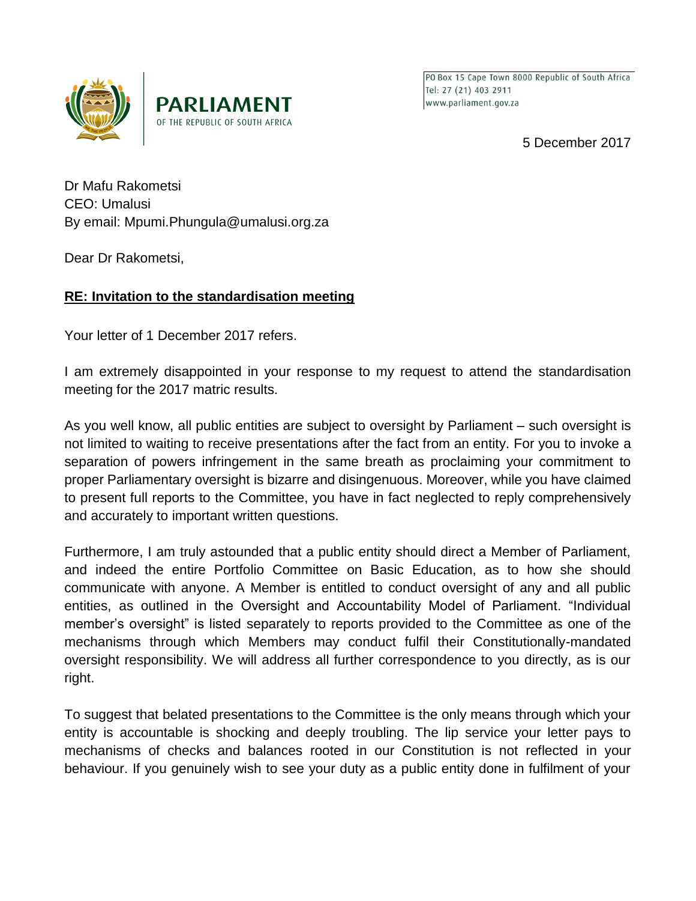PARLIAMENT
OF THE REPUBLIC OF SOUTH AFRICA

PO Box 15 Cape Town 8000 Republic of South Africa
Tel: 27 (21) 403 2911
www.parliament.gov.za

5 December 2017

Dr Mafu Rakometsi
CEO: Umalusi
By email: Mpumi.Phungula@umalusi.org.za

Dear Dr Rakometsi,

**RE: Invitation to the standardisation meeting**

Your letter of 1 December 2017 refers.

I am extremely disappointed in your response to my request to attend the standardisation meeting for the 2017 matric results.

As you well know, all public entities are subject to oversight by Parliament – such oversight is not limited to waiting to receive presentations after the fact from an entity. For you to invoke a separation of powers infringement in the same breath as proclaiming your commitment to proper Parliamentary oversight is bizarre and disingenuous. Moreover, while you have claimed to present full reports to the Committee, you have in fact neglected to reply comprehensively and accurately to important written questions.

Furthermore, I am truly astounded that a public entity should direct a Member of Parliament, and indeed the entire Portfolio Committee on Basic Education, as to how she should communicate with anyone. A Member is entitled to conduct oversight of any and all public entities, as outlined in the Oversight and Accountability Model of Parliament. "Individual member's oversight" is listed separately to reports provided to the Committee as one of the mechanisms through which Members may conduct fulfil their Constitutionally-mandated oversight responsibility. We will address all further correspondence to you directly, as is our right.

To suggest that belated presentations to the Committee is the only means through which your entity is accountable is shocking and deeply troubling. The lip service your letter pays to mechanisms of checks and balances rooted in our Constitution is not reflected in your behaviour. If you genuinely wish to see your duty as a public entity done in fulfilment of your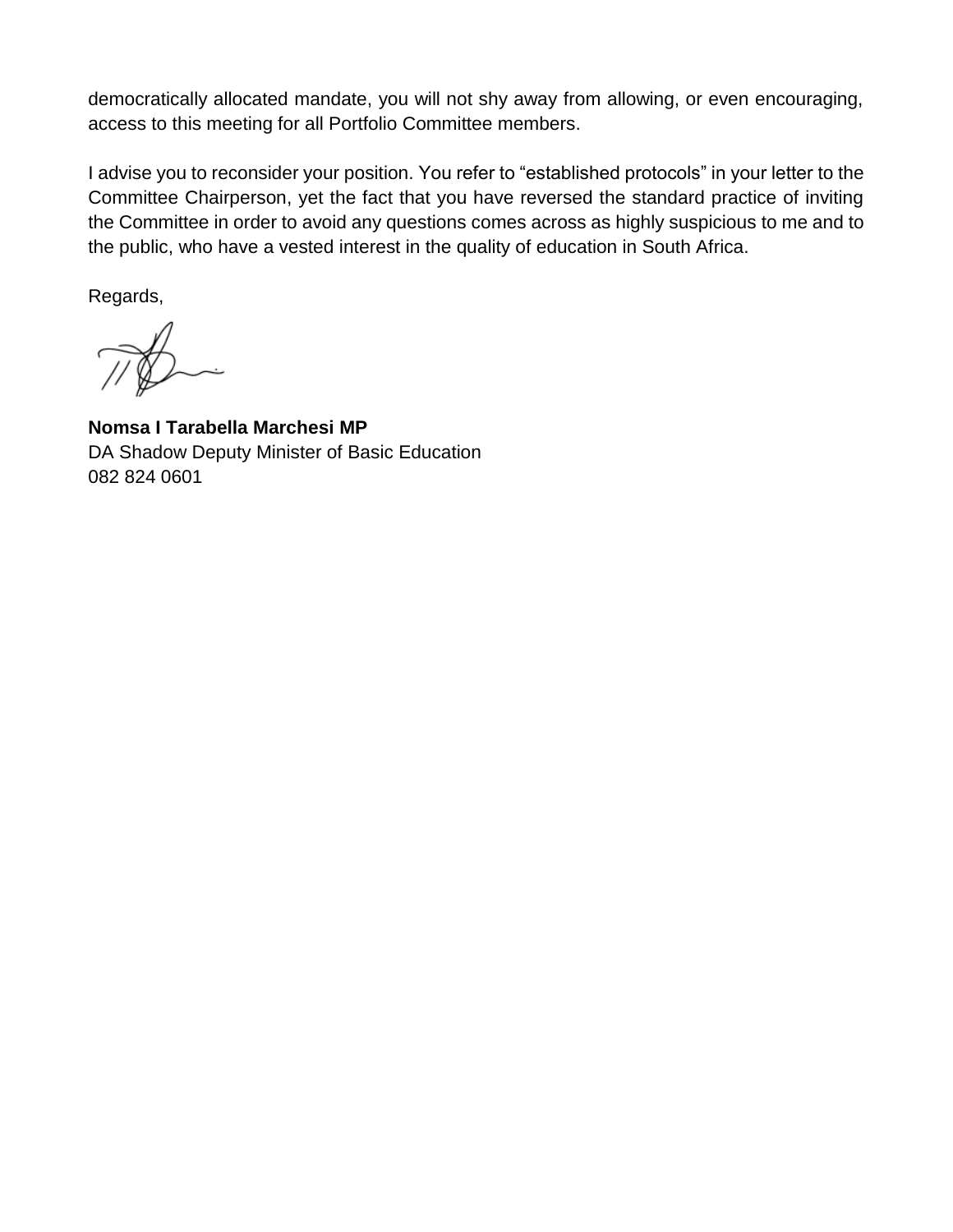democratically allocated mandate, you will not shy away from allowing, or even encouraging, access to this meeting for all Portfolio Committee members.

I advise you to reconsider your position. You refer to "established protocols" in your letter to the Committee Chairperson, yet the fact that you have reversed the standard practice of inviting the Committee in order to avoid any questions comes across as highly suspicious to me and to the public, who have a vested interest in the quality of education in South Africa.

Regards,

**Nomsa I Tarabella Marchesi MP**
DA Shadow Deputy Minister of Basic Education
082 824 0601